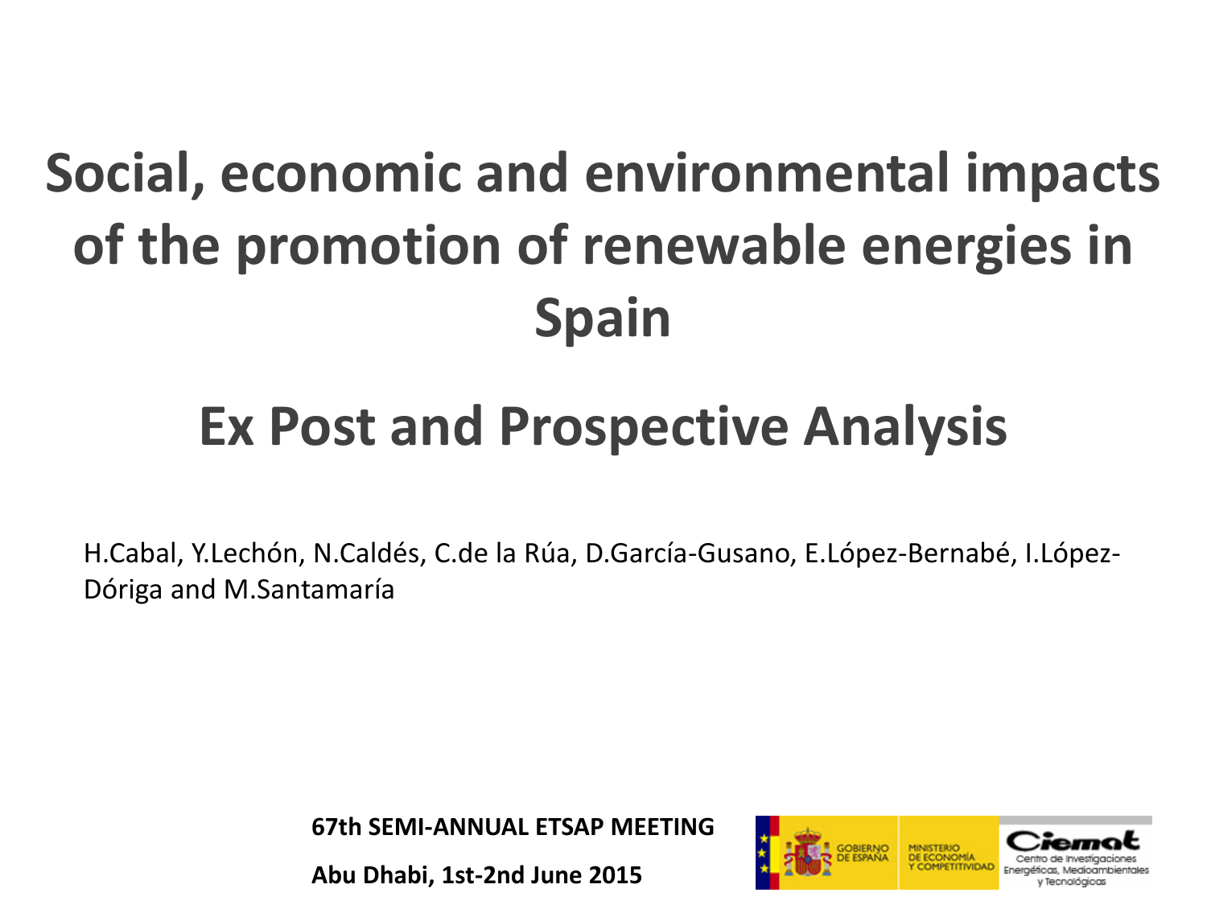# Social, economic and environmental impacts of the promotion of renewable energies in Spain

## Ex Post and Prospective Analysis

H.Cabal, Y.Lechón, N.Caldés, C.de la Rúa, D.García-Gusano, E.López-Bernabé, I.López-Dóriga and M.Santamaría

**67th SEMI-ANNUAL ETSAP MEETING**

**Abu Dhabi, 1st-2nd June 2015**

GOBIERNO DE ESPAÑA

MINISTERIO DE ECONOMÍA Y COMPETITIVIDAD

Ciemat

Centro de Investigaciones Energéticas, Medioambientales y Tecnológicas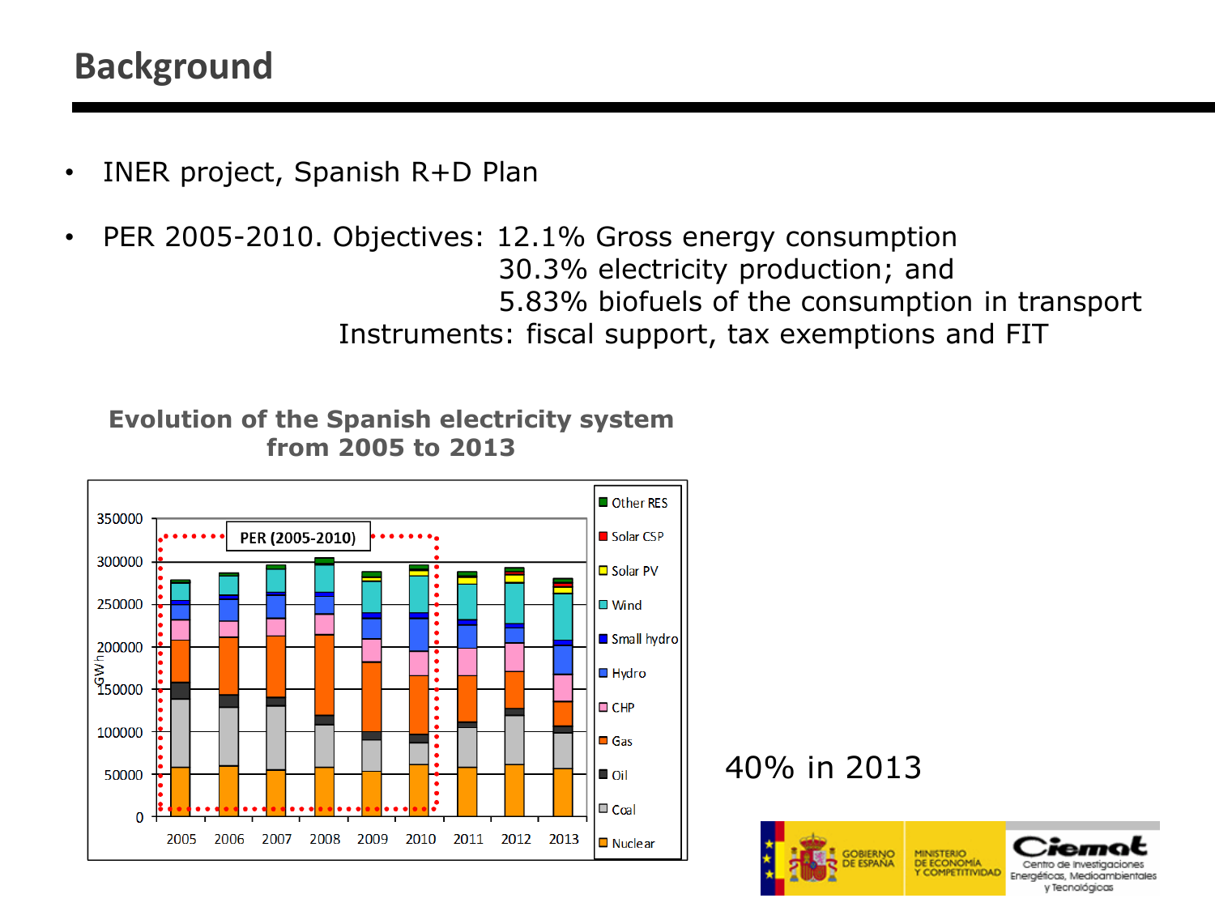# Background

- INER project, Spanish R+D Plan
- PER 2005-2010. Objectives: 12.1% Gross energy consumption
  30.3% electricity production; and
  5.83% biofuels of the consumption in transport
  Instruments: fiscal support, tax exemptions and FIT

**Evolution of the Spanish electricity system from 2005 to 2013**

PER (2005-2010)

GWh

350000
300000
250000
200000
150000
100000
50000
0

2005 2006 2007 2008 2009 2010 2011 2012 2013

Other RES
Solar CSP
Solar PV
Wind
Small hydro
Hydro
CHP
Gas
Oil
Coal
Nuclear

40% in 2013

GOBIERNO DE ESPAÑA
MINISTERIO DE ECONOMÍA Y COMPETITIVIDAD
Ciemat
Centro de Investigaciones Energéticas, Medioambientales y Tecnológicas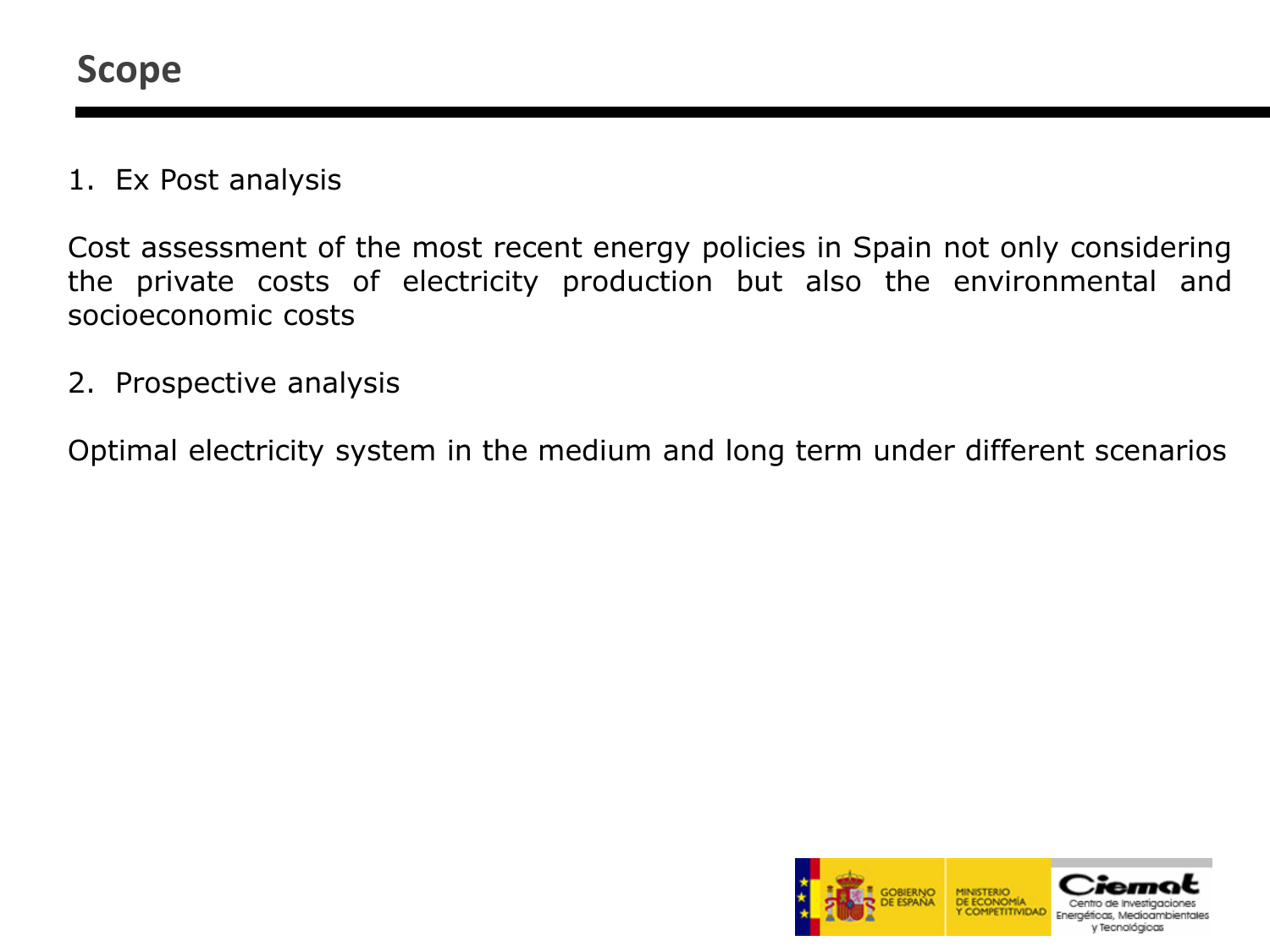# Scope

1. Ex Post analysis

Cost assessment of the most recent energy policies in Spain not only considering the private costs of electricity production but also the environmental and socioeconomic costs

2. Prospective analysis

Optimal electricity system in the medium and long term under different scenarios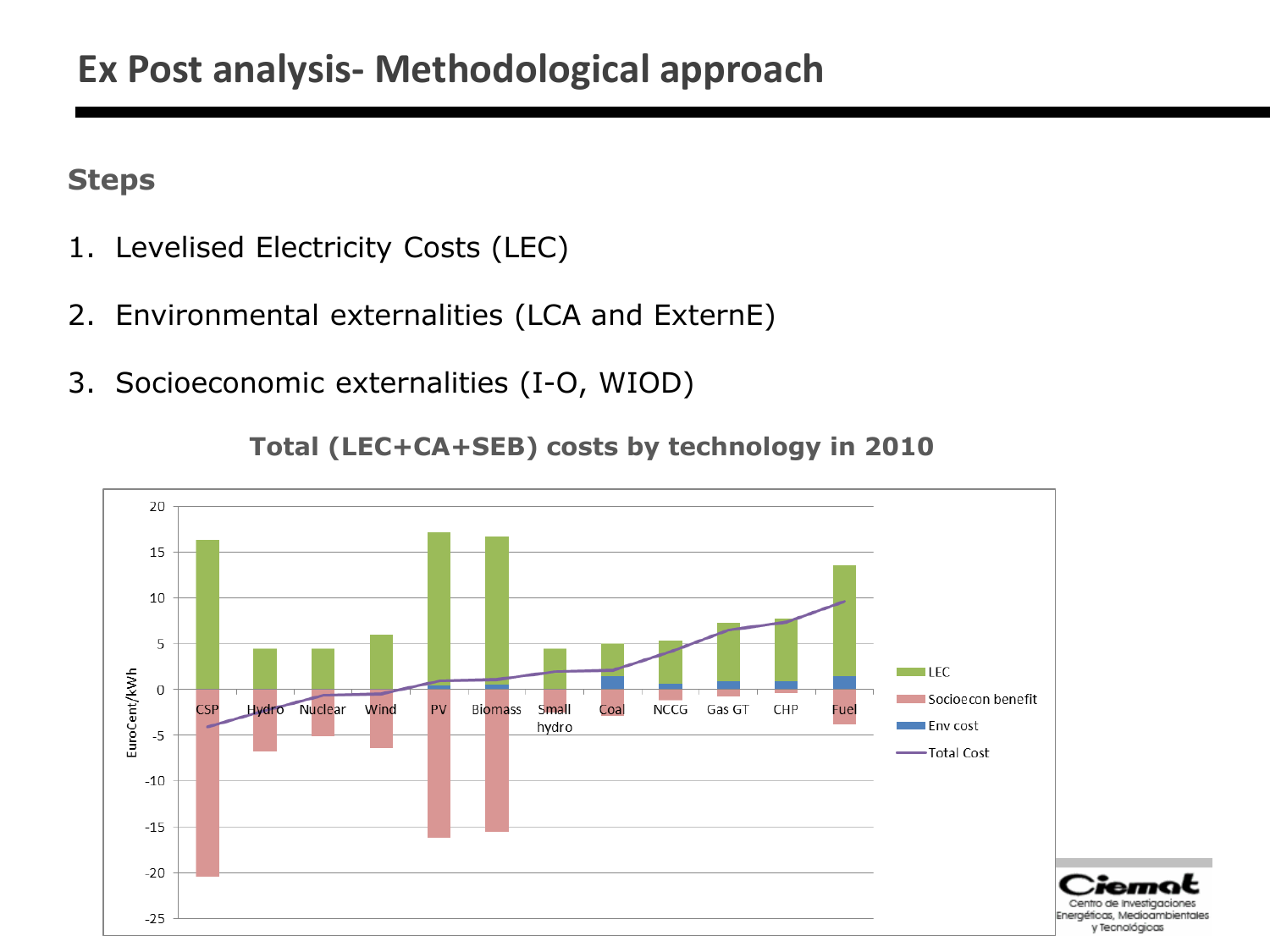# Ex Post analysis- Methodological approach

**Steps**

1. Levelised Electricity Costs (LEC)
2. Environmental externalities (LCA and ExternE)
3. Socioeconomic externalities (I-O, WIOD)

**Total (LEC+CA+SEB) costs by technology in 2010**

20
15
10
5
0
-5
-10
-15
-20
-25

EuroCent/kWh

CSP
Hydro
Nuclear
Wind
PV
Biomass
Small hydro
Coal
NCCG
Gas GT
CHP
Fuel

LEC
Socioecon benefit
Env cost
Total Cost

Ciemat
Centro de Investigaciones Energéticas, Medioambientales y Tecnológicas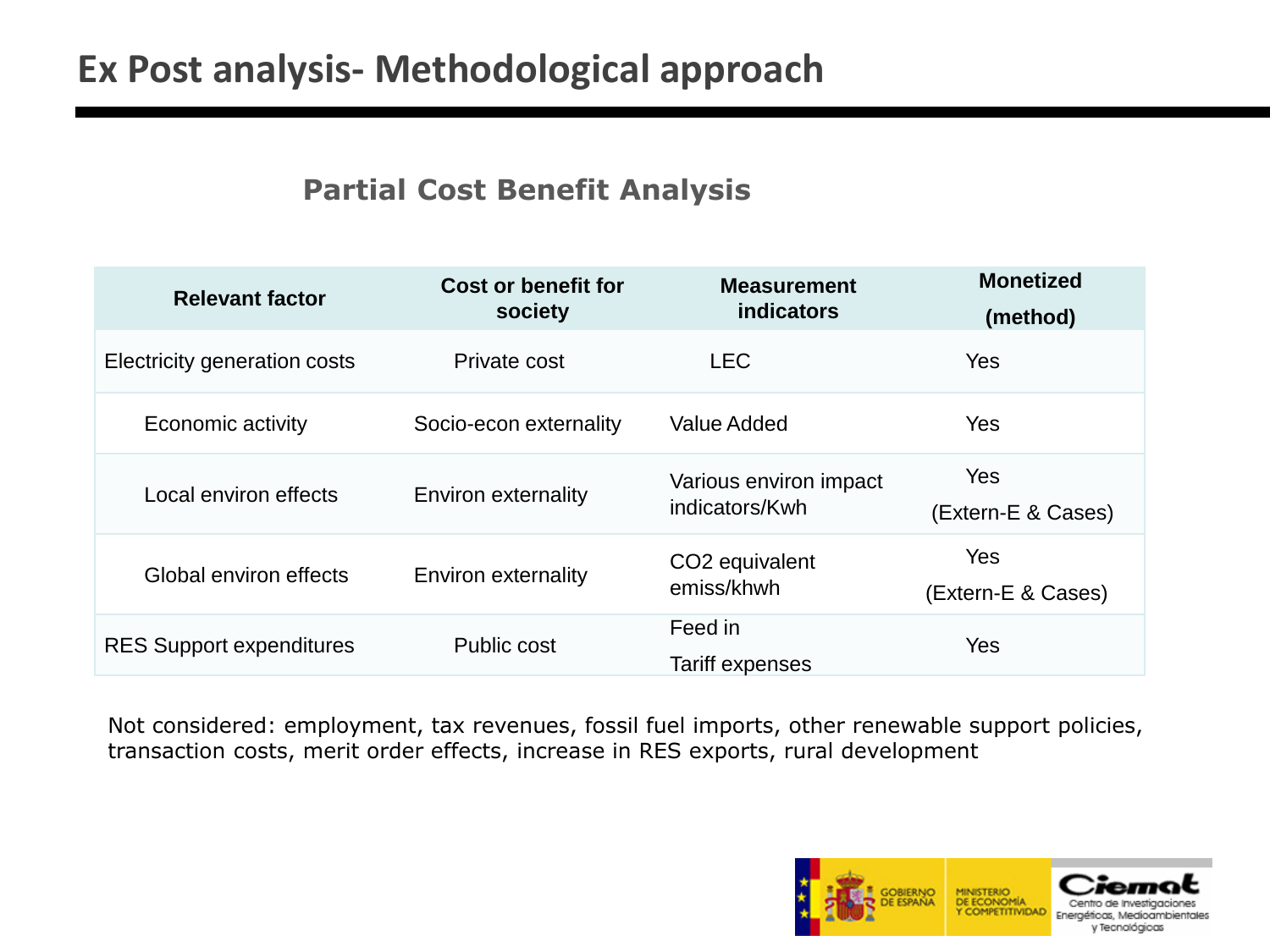# Ex Post analysis- Methodological approach

## Partial Cost Benefit Analysis

| Relevant factor | Cost or benefit for society | Measurement indicators | Monetized (method) |
|---|---|---|---|
| Electricity generation costs | Private cost | LEC | Yes |
| Economic activity | Socio-econ externality | Value Added | Yes |
| Local environ effects | Environ externality | Various environ impact indicators/Kwh | Yes (Extern-E & Cases) |
| Global environ effects | Environ externality | $CO_2$ equivalent emiss/khwh | Yes (Extern-E & Cases) |
| RES Support expenditures | Public cost | Feed in Tariff expenses | Yes |

Not considered: employment, tax revenues, fossil fuel imports, other renewable support policies, transaction costs, merit order effects, increase in RES exports, rural development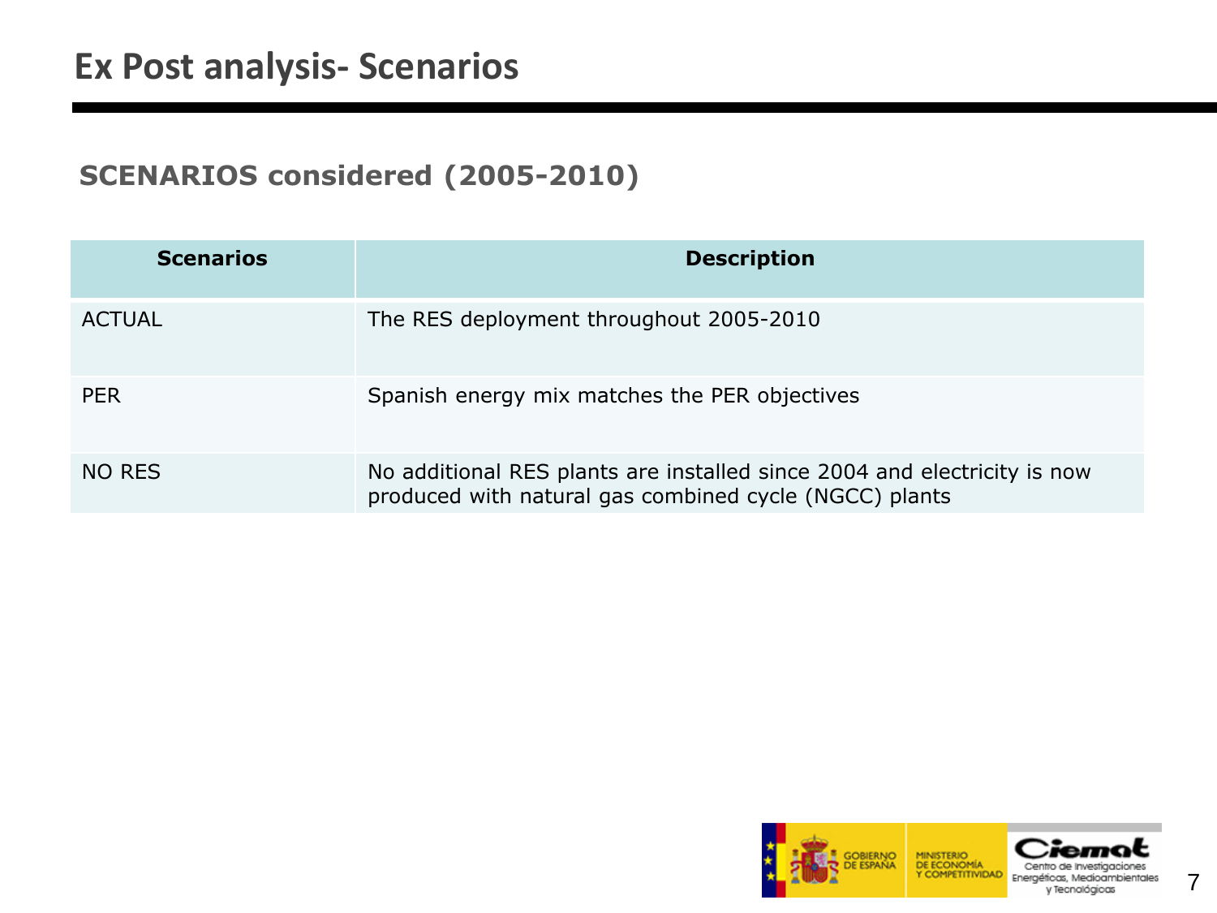# Ex Post analysis- Scenarios

## SCENARIOS considered (2005-2010)

| Scenarios | Description |
|---|---|
| ACTUAL | The RES deployment throughout 2005-2010 |
| PER | Spanish energy mix matches the PER objectives |
| NO RES | No additional RES plants are installed since 2004 and electricity is now produced with natural gas combined cycle (NGCC) plants |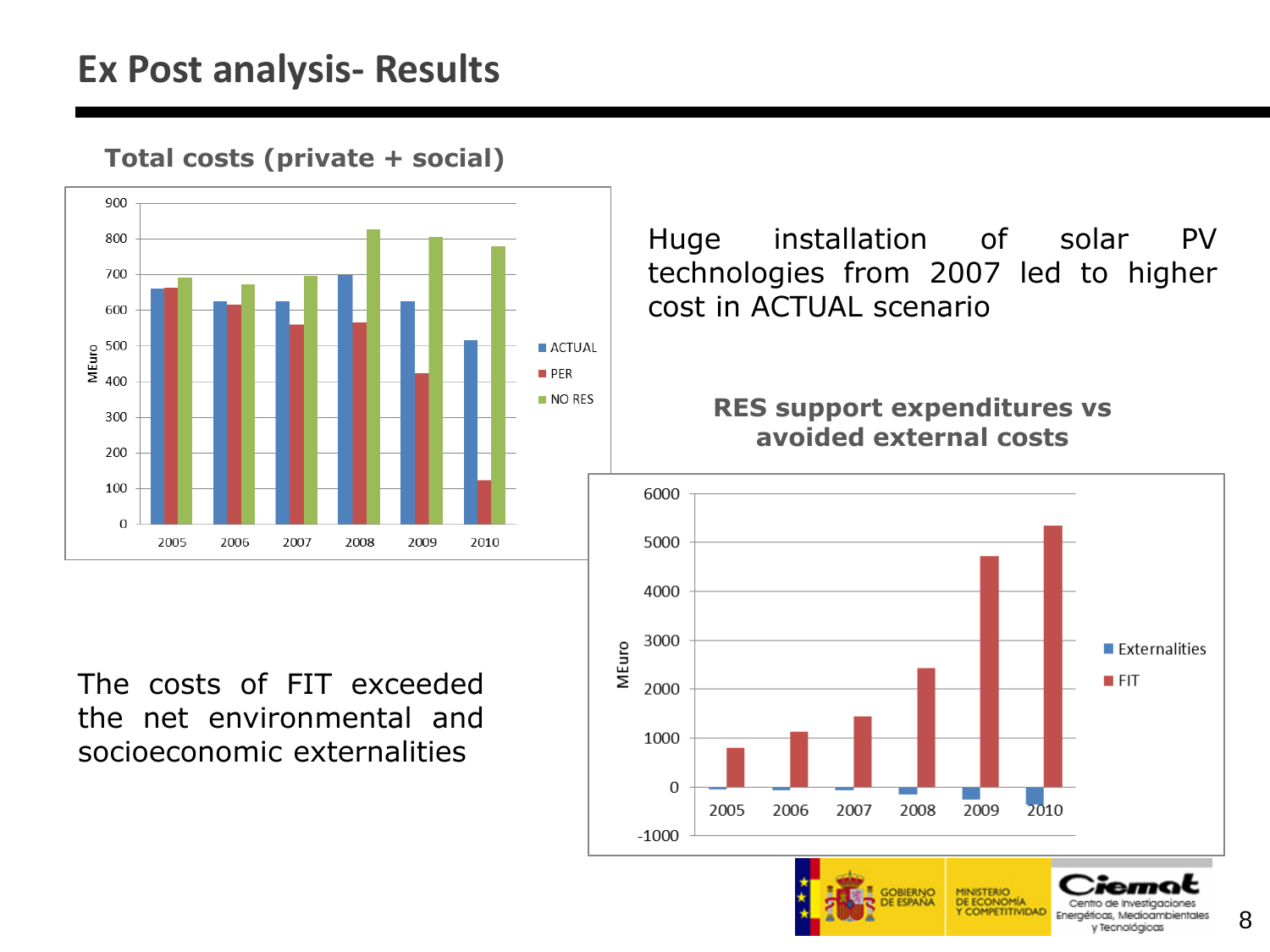# Ex Post analysis- Results

**Total costs (private + social)**

900
800
700
600
500
400
300
200
100
0

MEuro

2005 2006 2007 2008 2009 2010

ACTUAL
PER
NO RES

Huge installation of solar PV technologies from 2007 led to higher cost in ACTUAL scenario

**RES support expenditures vs avoided external costs**

6000
5000
4000
3000
2000
1000
0
-1000

MEuro

2005 2006 2007 2008 2009 2010

Externalities
FIT

The costs of FIT exceeded the net environmental and socioeconomic externalities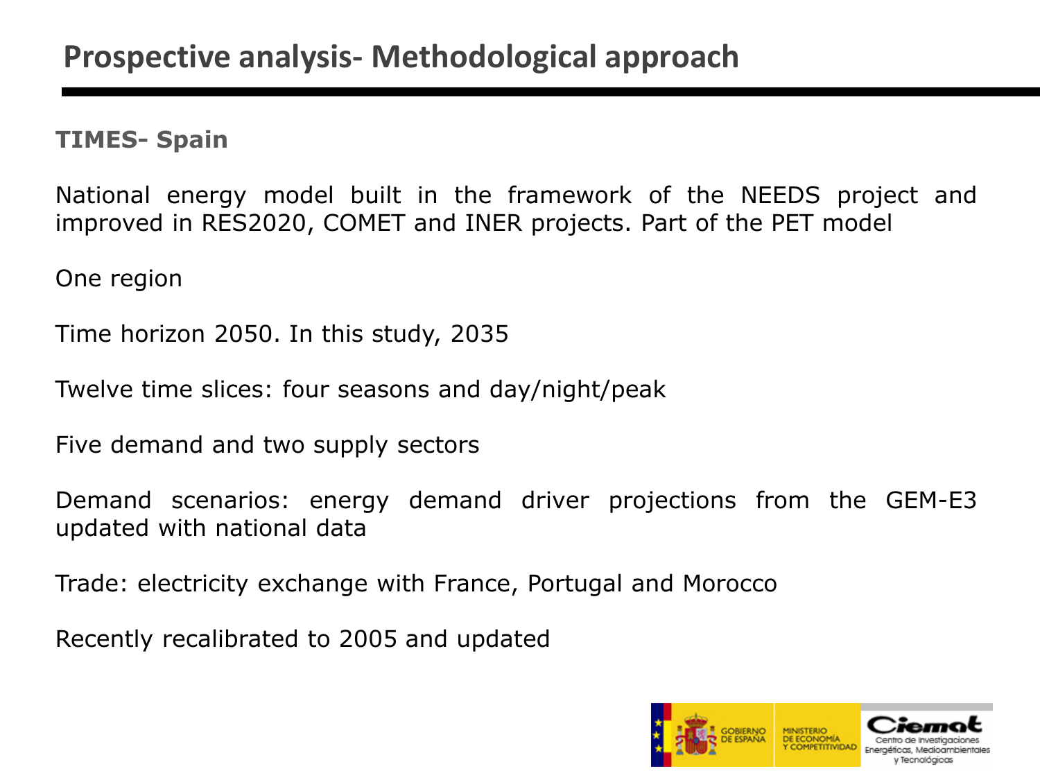# Prospective analysis- Methodological approach

**TIMES- Spain**

National energy model built in the framework of the NEEDS project and improved in RES2020, COMET and INER projects. Part of the PET model

One region

Time horizon 2050. In this study, 2035

Twelve time slices: four seasons and day/night/peak

Five demand and two supply sectors

Demand scenarios: energy demand driver projections from the GEM-E3 updated with national data

Trade: electricity exchange with France, Portugal and Morocco

Recently recalibrated to 2005 and updated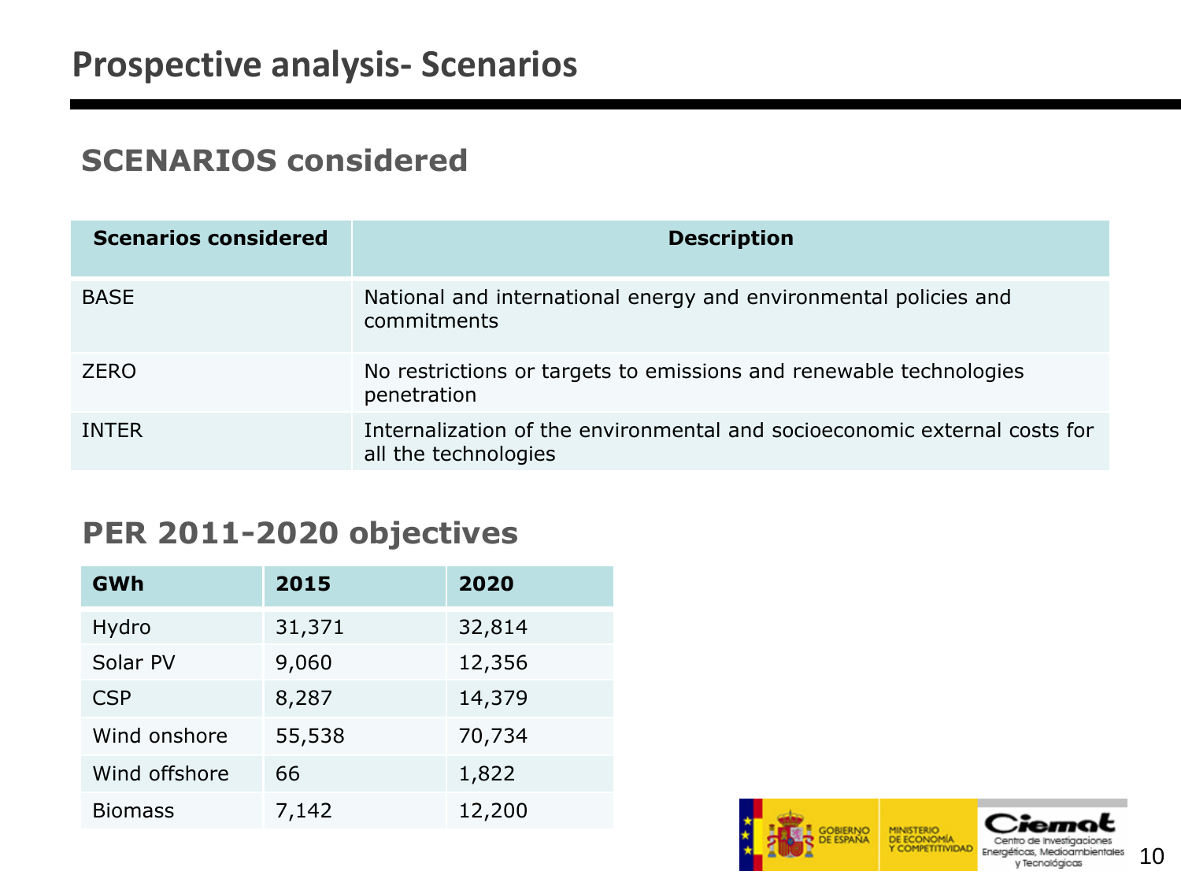# Prospective analysis- Scenarios

## SCENARIOS considered

| Scenarios considered | Description |
|---|---|
| BASE | National and international energy and environmental policies and commitments |
| ZERO | No restrictions or targets to emissions and renewable technologies penetration |
| INTER | Internalization of the environmental and socioeconomic external costs for all the technologies |

## PER 2011-2020 objectives

| GWh | 2015 | 2020 |
|---|---|---|
| Hydro | 31,371 | 32,814 |
| Solar PV | 9,060 | 12,356 |
| CSP | 8,287 | 14,379 |
| Wind onshore | 55,538 | 70,734 |
| Wind offshore | 66 | 1,822 |
| Biomass | 7,142 | 12,200 |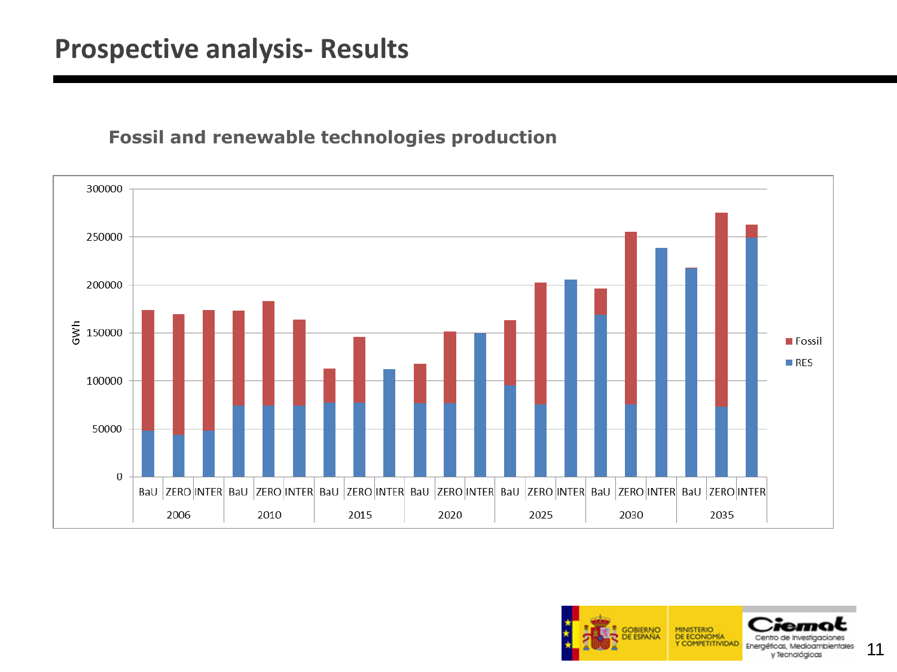# Prospective analysis- Results

## Fossil and renewable technologies production

300000
250000
200000
150000
100000
50000
0

GWh

BaU ZERO INTER BaU ZERO INTER BaU ZERO INTER BaU ZERO INTER BaU ZERO INTER BaU ZERO INTER BaU ZERO INTER

2006 2010 2015 2020 2025 2030 2035

Fossil
RES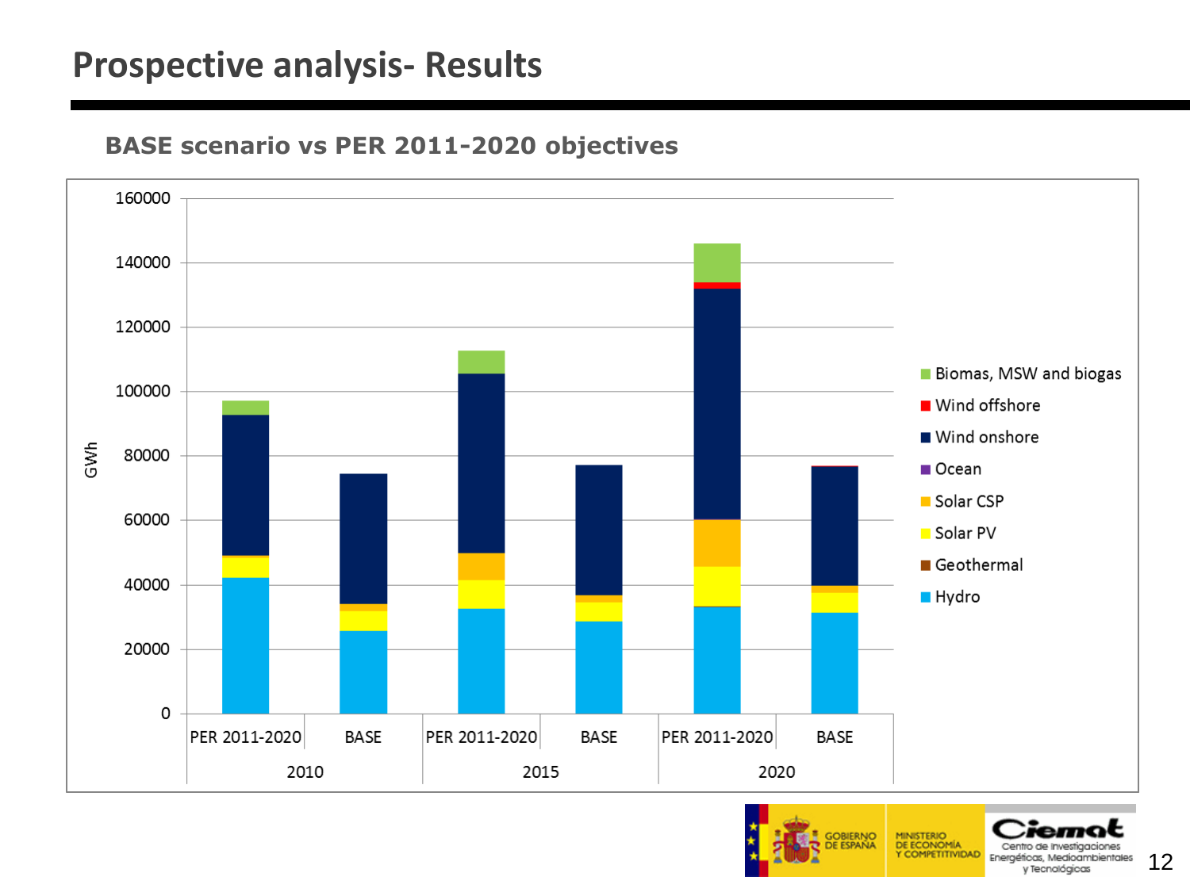# Prospective analysis- Results

**BASE scenario vs PER 2011-2020 objectives**

GWh

160000
140000
120000
100000
80000
60000
40000
20000
0

PER 2011-2020 | BASE | PER 2011-2020 | BASE | PER 2011-2020 | BASE

2010 | 2015 | 2020

Biomas, MSW and biogas
Wind offshore
Wind onshore
Ocean
Solar CSP
Solar PV
Geothermal
Hydro

GOBIERNO DE ESPAÑA
MINISTERIO DE ECONOMÍA Y COMPETITIVIDAD
Ciemat
Centro de Investigaciones Energéticas, Medioambientales y Tecnológicas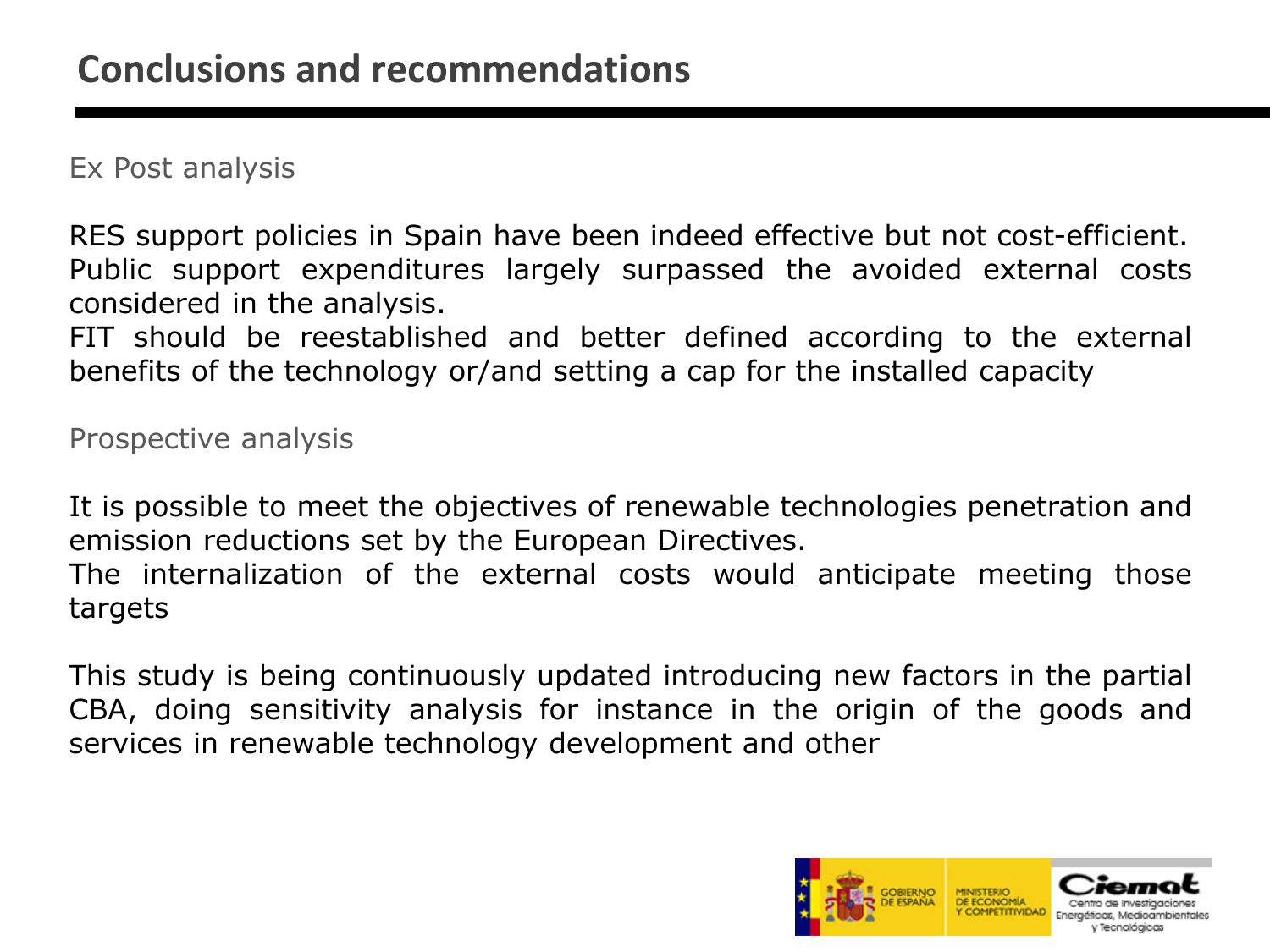# Conclusions and recommendations

Ex Post analysis

RES support policies in Spain have been indeed effective but not cost-efficient. Public support expenditures largely surpassed the avoided external costs considered in the analysis.
FIT should be reestablished and better defined according to the external benefits of the technology or/and setting a cap for the installed capacity

Prospective analysis

It is possible to meet the objectives of renewable technologies penetration and emission reductions set by the European Directives.
The internalization of the external costs would anticipate meeting those targets

This study is being continuously updated introducing new factors in the partial CBA, doing sensitivity analysis for instance in the origin of the goods and services in renewable technology development and other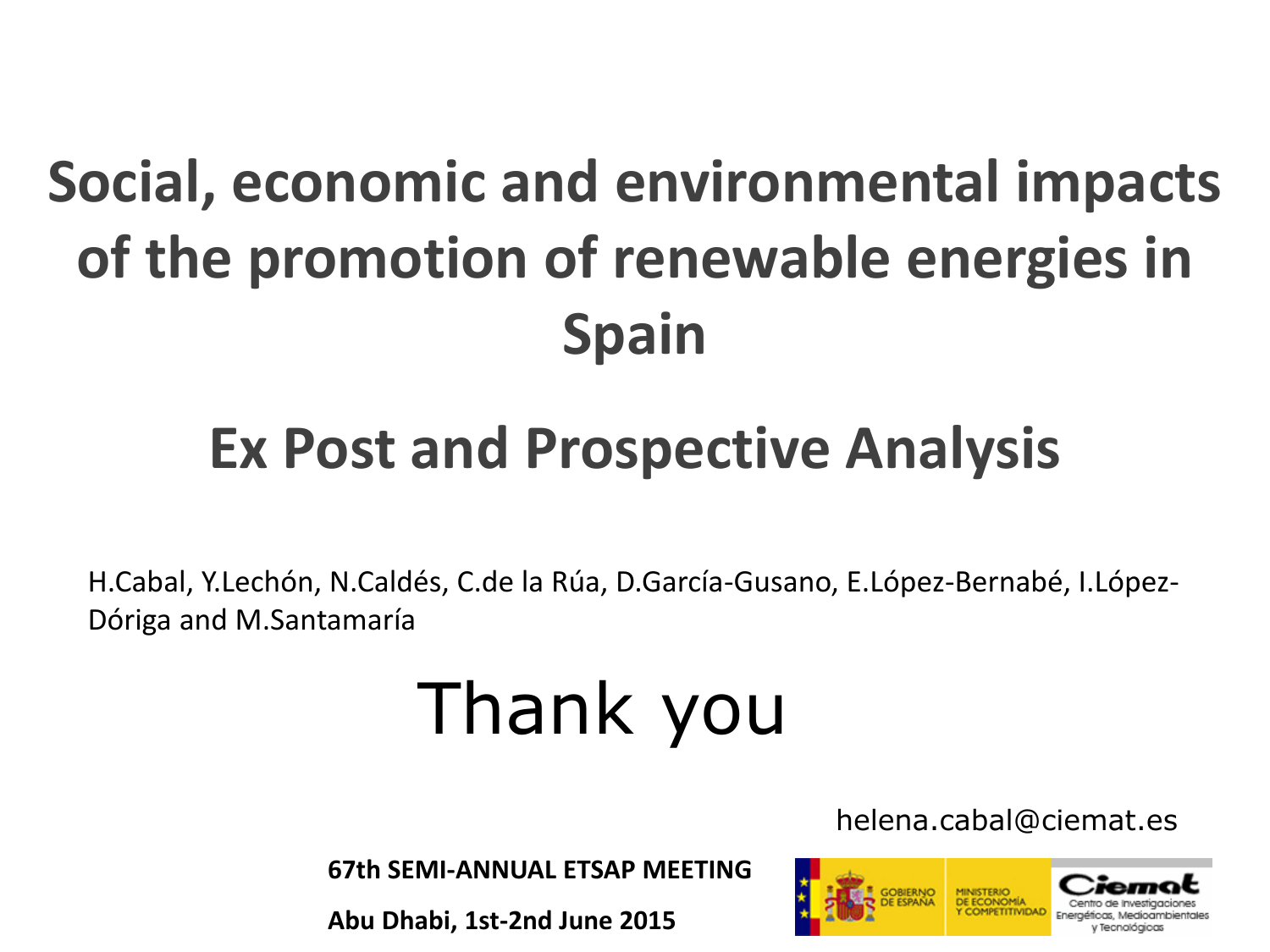# Social, economic and environmental impacts of the promotion of renewable energies in Spain

## Ex Post and Prospective Analysis

H.Cabal, Y.Lechón, N.Caldés, C.de la Rúa, D.García-Gusano, E.López-Bernabé, I.López-Dóriga and M.Santamaría

Thank you

helena.cabal@ciemat.es

**67th SEMI-ANNUAL ETSAP MEETING**

**Abu Dhabi, 1st-2nd June 2015**

GOBIERNO DE ESPAÑA

MINISTERIO DE ECONOMÍA Y COMPETITIVIDAD

Ciemat

Centro de Investigaciones Energéticas, Medioambientales y Tecnológicas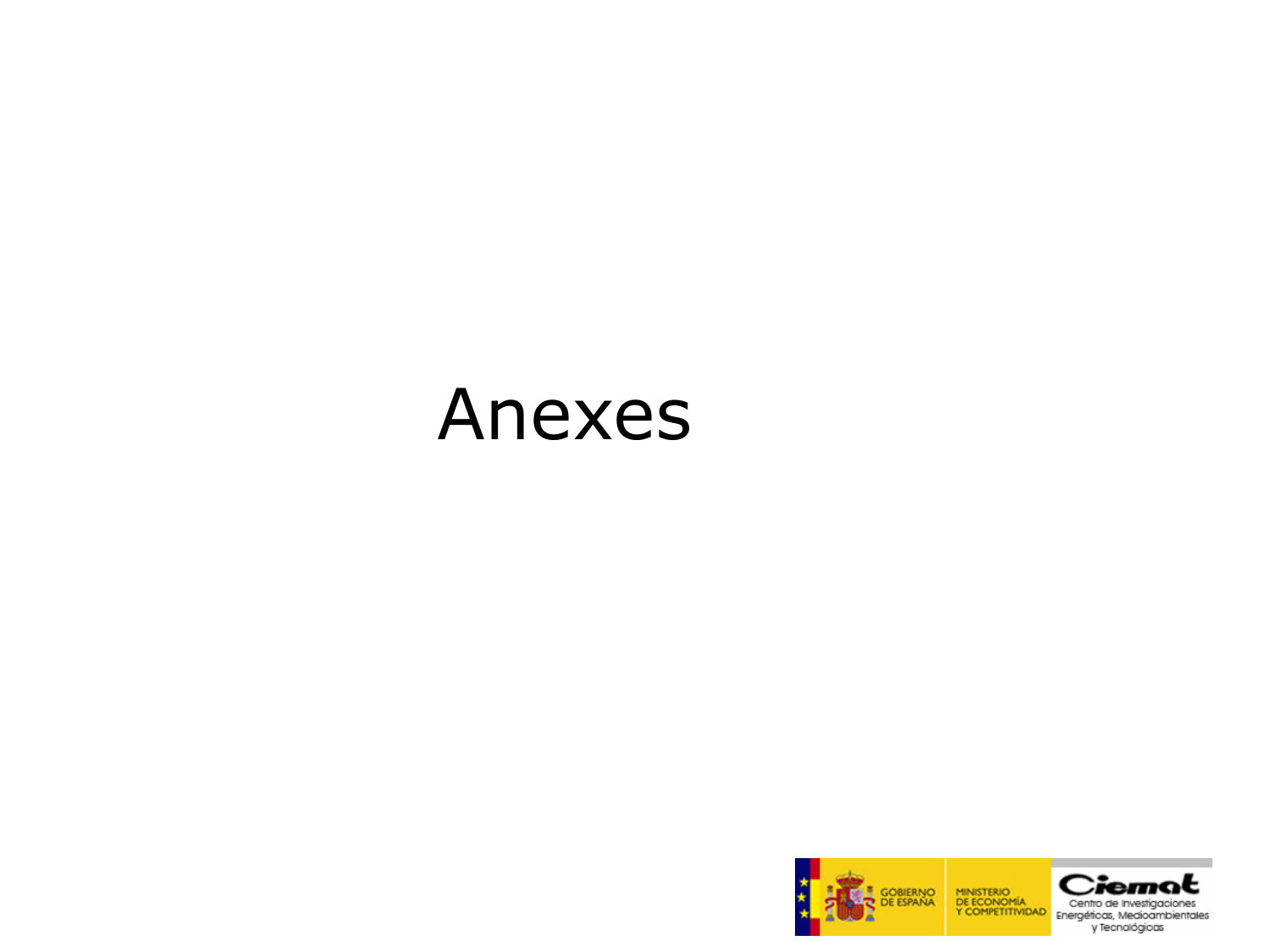# Anexes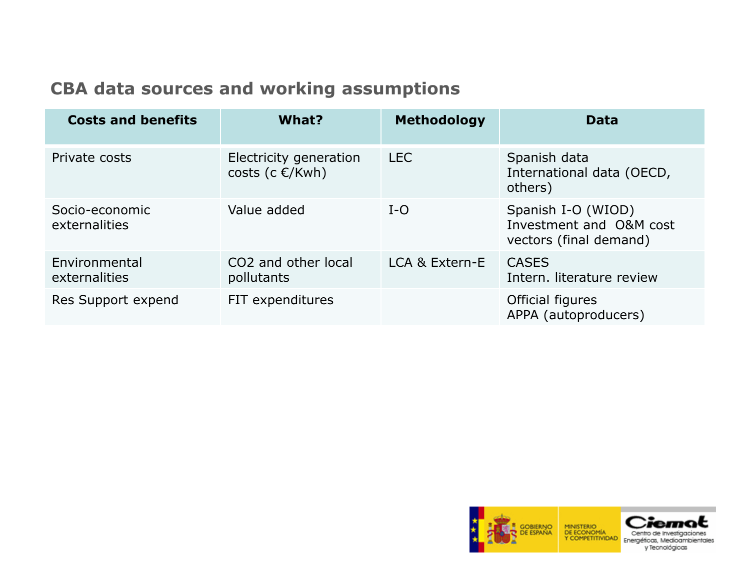## CBA data sources and working assumptions

| Costs and benefits | What? | Methodology | Data |
|---|---|---|---|
| Private costs | Electricity generation costs (c €/Kwh) | LEC | Spanish data<br>International data (OECD, others) |
| Socio-economic externalities | Value added | I-O | Spanish I-O (WIOD)<br>Investment and O&M cost vectors (final demand) |
| Environmental externalities | $CO_2$ and other local pollutants | LCA & Extern-E | CASES<br>Intern. literature review |
| Res Support expend | FIT expenditures | | Official figures<br>APPA (autoproducers) |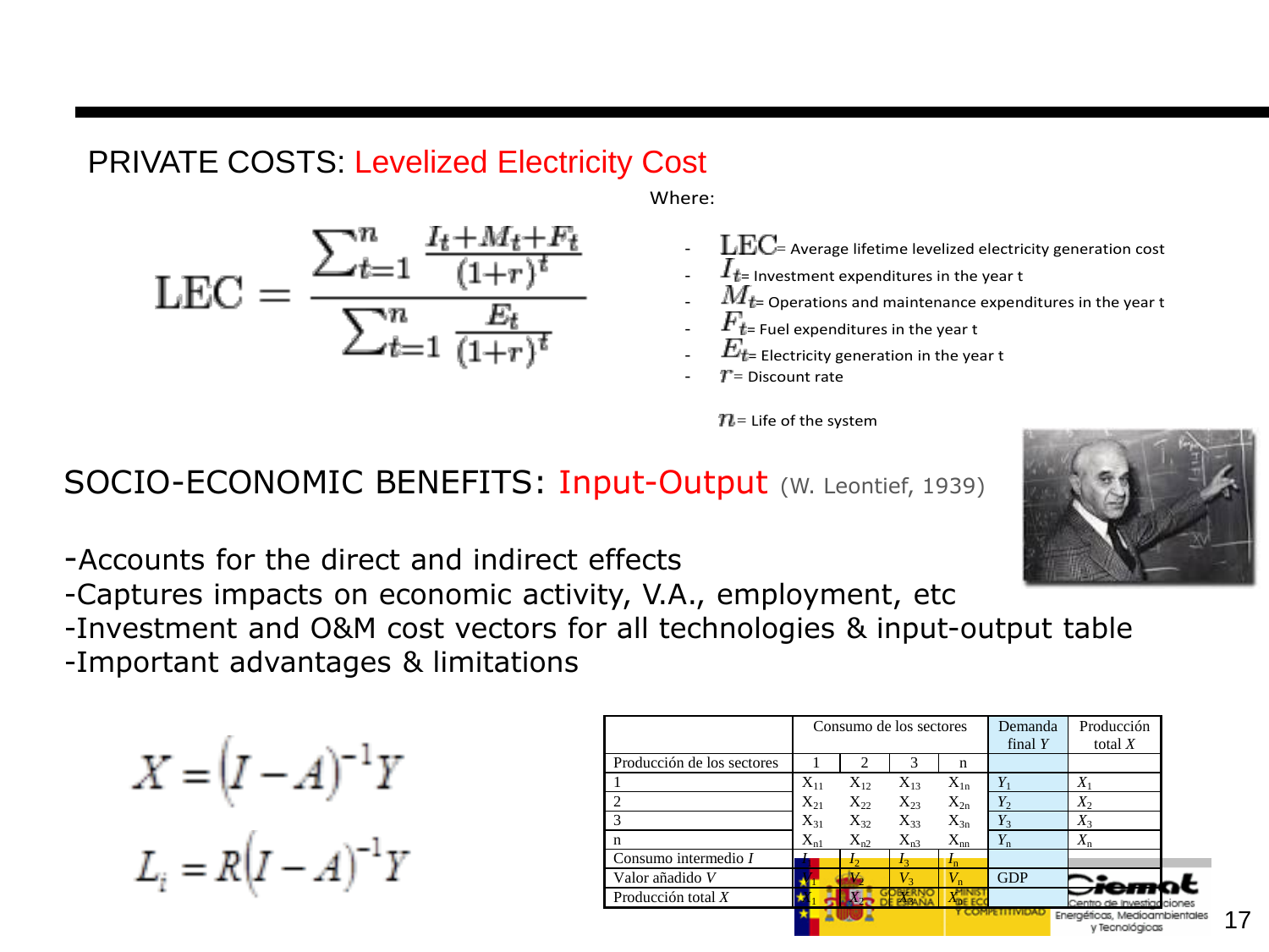## PRIVATE COSTS: Levelized Electricity Cost

$$\mathrm{LEC} = \frac{\sum_{t=1}^{n} \frac{I_t + M_t + F_t}{(1+r)^t}}{\sum_{t=1}^{n} \frac{E_t}{(1+r)^t}}$$

Where:

- $\mathrm{LEC}$ = Average lifetime levelized electricity generation cost
- $I_t$ = Investment expenditures in the year t
- $M_t$ = Operations and maintenance expenditures in the year t
- $F_t$ = Fuel expenditures in the year t
- $E_t$ = Electricity generation in the year t
- $r$ = Discount rate

$n$ = Life of the system

## SOCIO-ECONOMIC BENEFITS: Input-Output (W. Leontief, 1939)

- Accounts for the direct and indirect effects
- Captures impacts on economic activity, V.A., employment, etc
- Investment and O&M cost vectors for all technologies & input-output table
- Important advantages & limitations

$$X = (I - A)^{-1} Y$$

$$L_i = R(I - A)^{-1} Y$$

| | Consumo de los sectores | | | | Demanda final $Y$ | Producción total $X$ |
|---|---|---|---|---|---|---|
| Producción de los sectores | 1 | 2 | 3 | n | | |
| 1 | $X_{11}$ | $X_{12}$ | $X_{13}$ | $X_{1n}$ | $Y_1$ | $X_1$ |
| 2 | $X_{21}$ | $X_{22}$ | $X_{23}$ | $X_{2n}$ | $Y_2$ | $X_2$ |
| 3 | $X_{31}$ | $X_{32}$ | $X_{33}$ | $X_{3n}$ | $Y_3$ | $X_3$ |
| n | $X_{n1}$ | $X_{n2}$ | $X_{n3}$ | $X_{nn}$ | $Y_n$ | $X_n$ |
| Consumo intermedio $I$ | $I_1$ | $I_2$ | $I_3$ | $I_n$ | | |
| Valor añadido $V$ | $V_1$ | $V_2$ | $V_3$ | $V_n$ | GDP | |
| Producción total $X$ | $X_1$ | $X_2$ | $X_3$ | $X_n$ | | |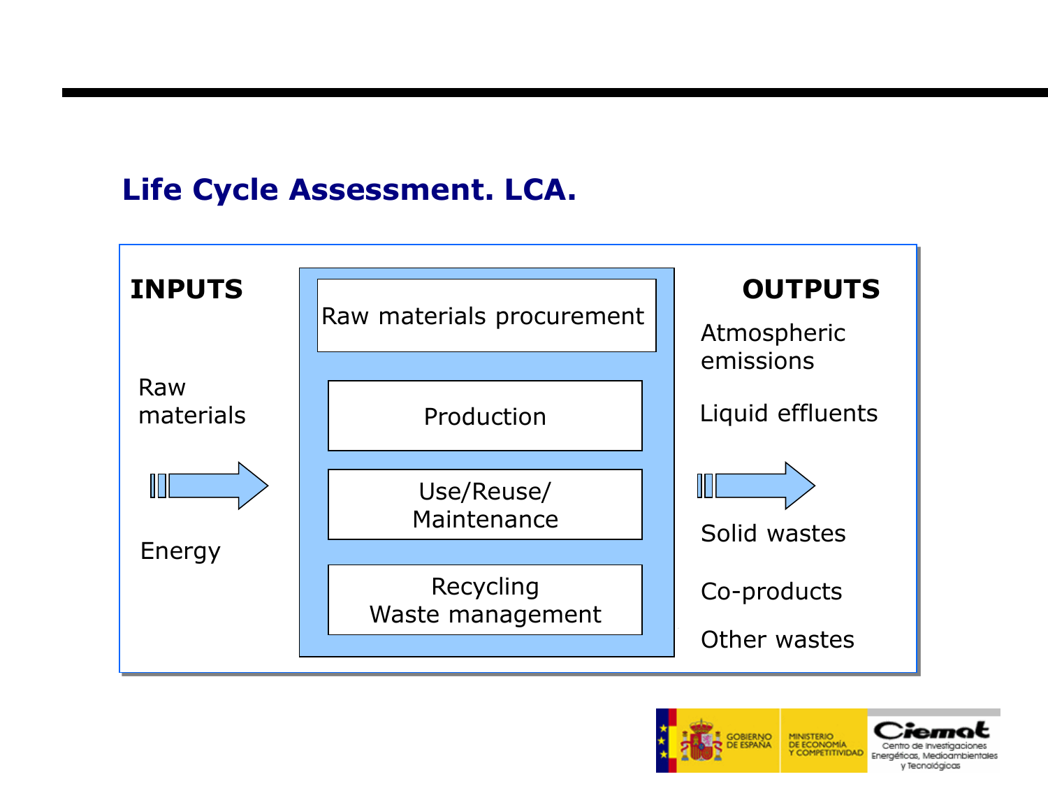## Life Cycle Assessment. LCA.

**INPUTS**

Raw materials

Energy

Raw materials procurement

Production

Use/Reuse/ Maintenance

Recycling Waste management

**OUTPUTS**

Atmospheric emissions

Liquid effluents

Solid wastes

Co-products

Other wastes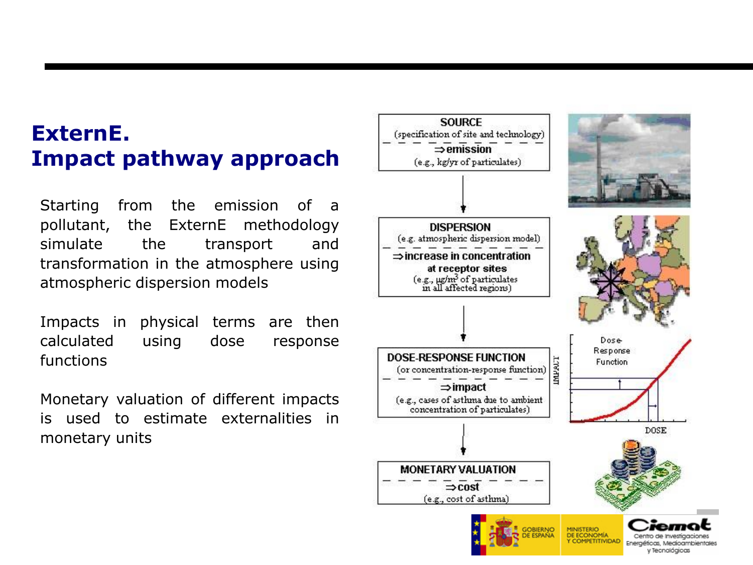# ExternE. Impact pathway approach

Starting from the emission of a pollutant, the ExternE methodology simulate the transport and transformation in the atmosphere using atmospheric dispersion models

Impacts in physical terms are then calculated using dose response functions

Monetary valuation of different impacts is used to estimate externalities in monetary units

**SOURCE**
(specification of site and technology)
⇒ **emission**
(e.g., kg/yr of particulates)

**DISPERSION**
(e.g. atmospheric dispersion model)
⇒ **increase in concentration at receptor sites**
(e.g., μg/m³ of particulates in all affected regions)

**DOSE-RESPONSE FUNCTION**
(or concentration-response function)
⇒ **impact**
(e.g., cases of asthma due to ambient concentration of particulates)

IMPACT

Dose Response Function

DOSE

**MONETARY VALUATION**
⇒ **cost**
(e.g., cost of asthma)

GOBIERNO DE ESPAÑA

MINISTERIO DE ECONOMÍA Y COMPETITIVIDAD

Ciemat
Centro de Investigaciones Energéticas, Medioambientales y Tecnológicas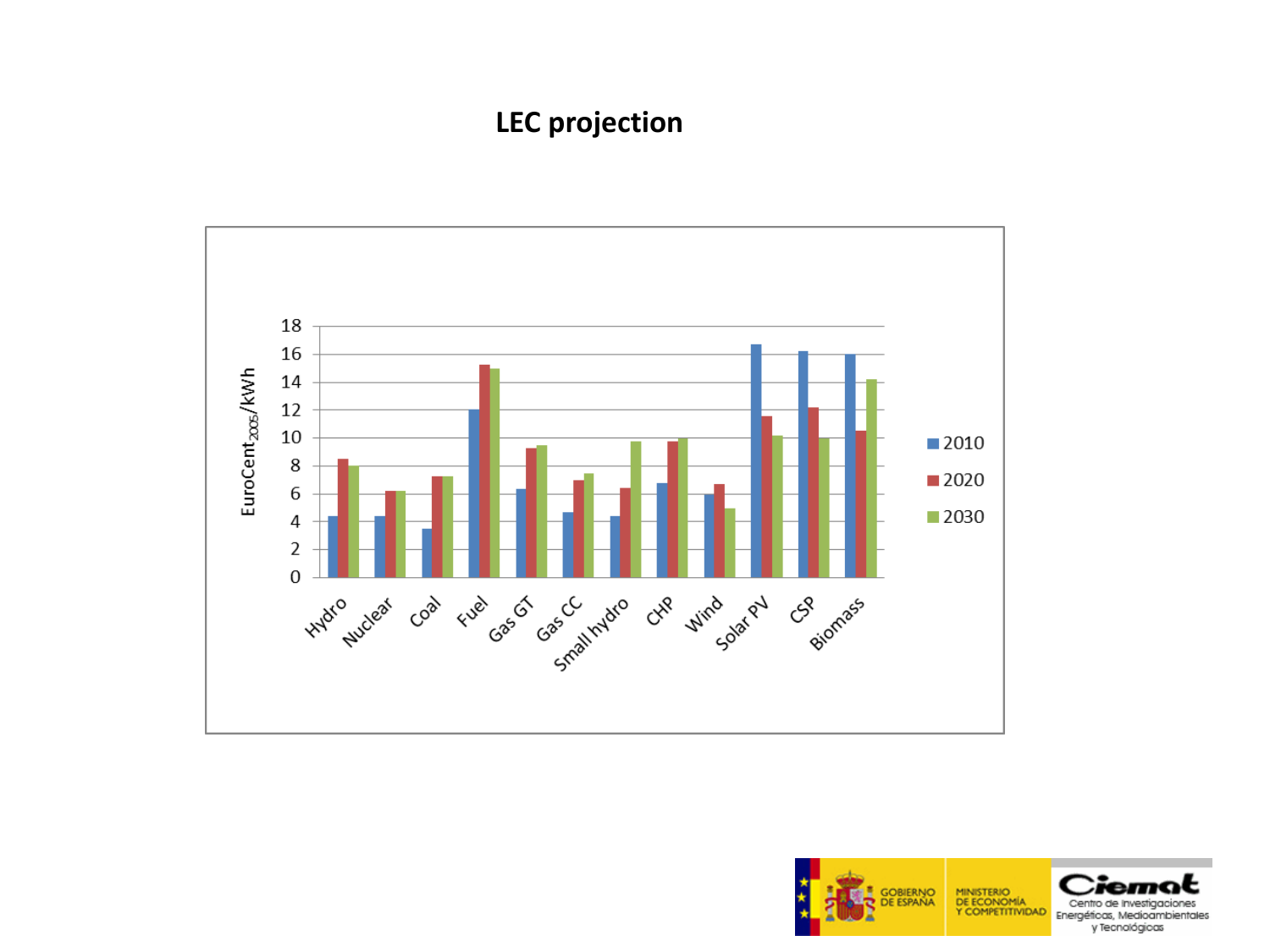# LEC projection

EuroCent$_{2005}$/kWh

18
16
14
12
10
8
6
4
2
0

Hydro
Nuclear
Coal
Fuel
Gas GT
Gas CC
Small hydro
CHP
Wind
Solar PV
CSP
Biomass

2010
2020
2030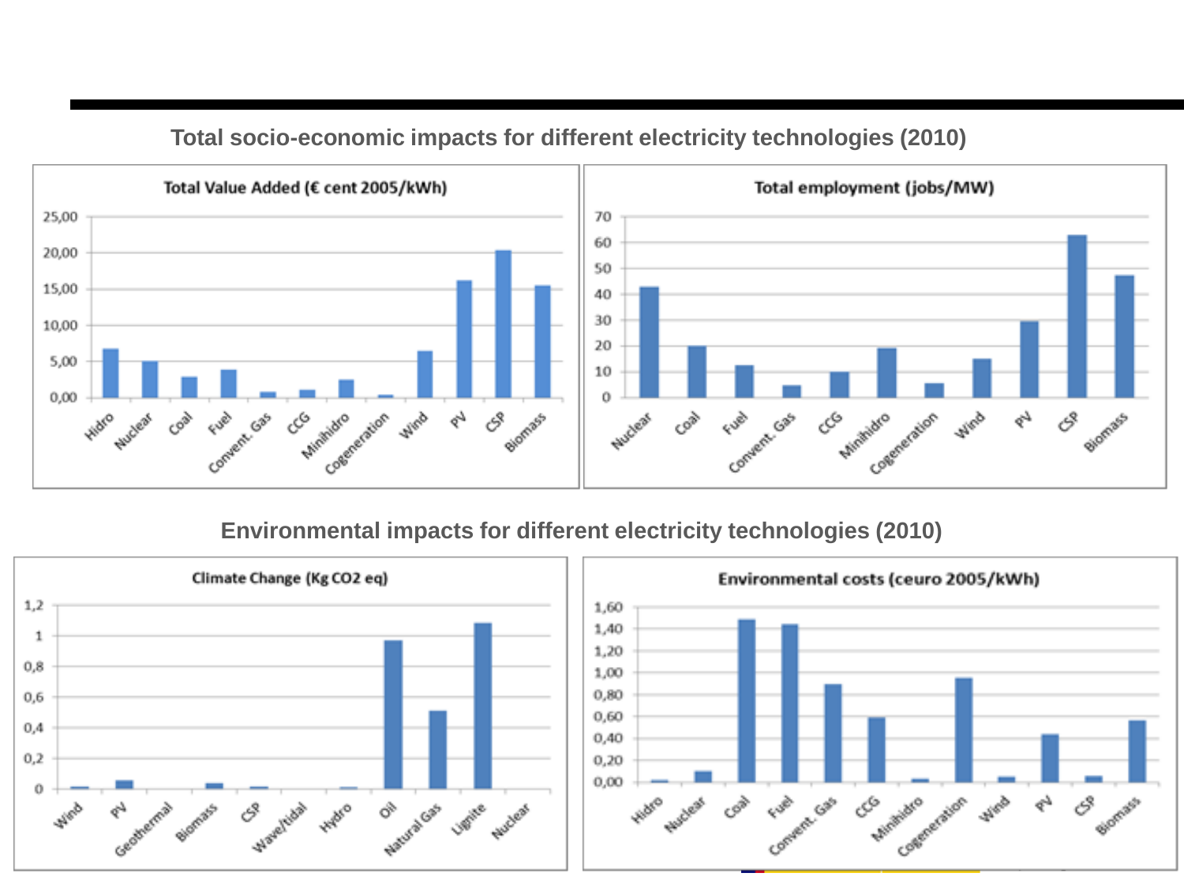## Total socio-economic impacts for different electricity technologies (2010)

Total Value Added (€ cent 2005/kWh)

25,00
20,00
15,00
10,00
5,00
0,00

Hidro, Nuclear, Coal, Fuel, Convent. Gas, CCG, Minihidro, Cogeneration, Wind, PV, CSP, Biomass

Total employment (jobs/MW)

70
60
50
40
30
20
10
0

Nuclear, Coal, Fuel, Convent. Gas, CCG, Minihidro, Cogeneration, Wind, PV, CSP, Biomass

## Environmental impacts for different electricity technologies (2010)

Climate Change (Kg $CO_2$ eq)

1,2
1
0,8
0,6
0,4
0,2
0

Wind, PV, Geothermal, Biomass, CSP, Wave/tidal, Hydro, Oil, Natural Gas, Lignite, Nuclear

Environmental costs (ceuro 2005/kWh)

1,60
1,40
1,20
1,00
0,80
0,60
0,40
0,20
0,00

Hidro, Nuclear, Coal, Fuel, Convent. Gas, CCG, Minihidro, Cogeneration, Wind, PV, CSP, Biomass